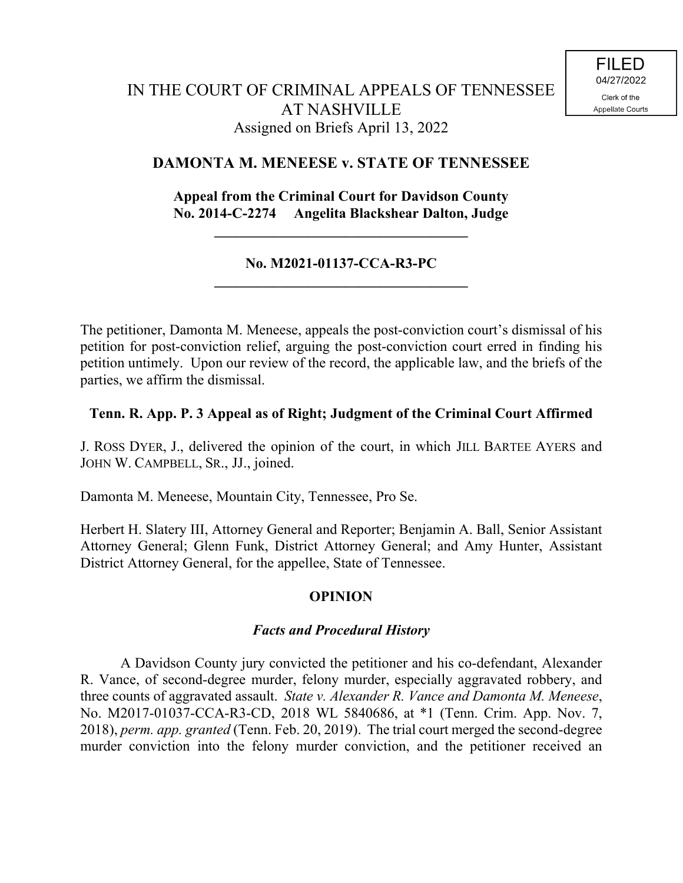FILED
04/27/2022
Clerk of the
Appellate Courts

# IN THE COURT OF CRIMINAL APPEALS OF TENNESSEE AT NASHVILLE

Assigned on Briefs April 13, 2022

## DAMONTA M. MENEESE v. STATE OF TENNESSEE

**Appeal from the Criminal Court for Davidson County**
**No. 2014-C-2274 Angelita Blackshear Dalton, Judge**

---

**No. M2021-01137-CCA-R3-PC**

---

The petitioner, Damonta M. Meneese, appeals the post-conviction court's dismissal of his petition for post-conviction relief, arguing the post-conviction court erred in finding his petition untimely. Upon our review of the record, the applicable law, and the briefs of the parties, we affirm the dismissal.

**Tenn. R. App. P. 3 Appeal as of Right; Judgment of the Criminal Court Affirmed**

J. ROSS DYER, J., delivered the opinion of the court, in which JILL BARTEE AYERS and JOHN W. CAMPBELL, SR., JJ., joined.

Damonta M. Meneese, Mountain City, Tennessee, Pro Se.

Herbert H. Slatery III, Attorney General and Reporter; Benjamin A. Ball, Senior Assistant Attorney General; Glenn Funk, District Attorney General; and Amy Hunter, Assistant District Attorney General, for the appellee, State of Tennessee.

## OPINION

### *Facts and Procedural History*

A Davidson County jury convicted the petitioner and his co-defendant, Alexander R. Vance, of second-degree murder, felony murder, especially aggravated robbery, and three counts of aggravated assault. *State v. Alexander R. Vance and Damonta M. Meneese*, No. M2017-01037-CCA-R3-CD, 2018 WL 5840686, at *1 (Tenn. Crim. App. Nov. 7, 2018), *perm. app. granted* (Tenn. Feb. 20, 2019). The trial court merged the second-degree murder conviction into the felony murder conviction, and the petitioner received an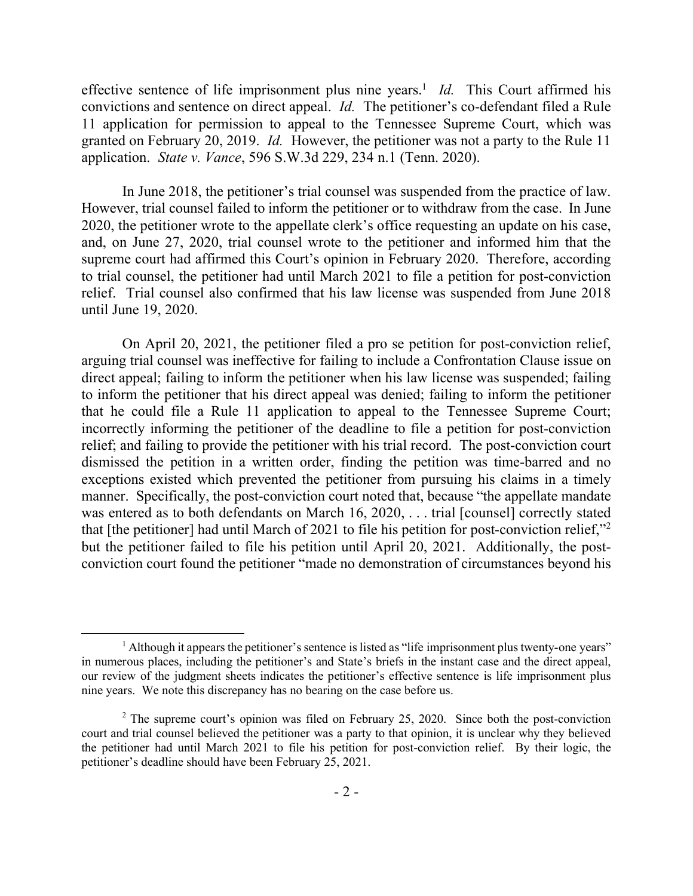effective sentence of life imprisonment plus nine years.[1] *Id.* This Court affirmed his convictions and sentence on direct appeal. *Id.* The petitioner's co-defendant filed a Rule 11 application for permission to appeal to the Tennessee Supreme Court, which was granted on February 20, 2019. *Id.* However, the petitioner was not a party to the Rule 11 application. *State v. Vance*, 596 S.W.3d 229, 234 n.1 (Tenn. 2020).

In June 2018, the petitioner's trial counsel was suspended from the practice of law. However, trial counsel failed to inform the petitioner or to withdraw from the case. In June 2020, the petitioner wrote to the appellate clerk's office requesting an update on his case, and, on June 27, 2020, trial counsel wrote to the petitioner and informed him that the supreme court had affirmed this Court's opinion in February 2020. Therefore, according to trial counsel, the petitioner had until March 2021 to file a petition for post-conviction relief. Trial counsel also confirmed that his law license was suspended from June 2018 until June 19, 2020.

On April 20, 2021, the petitioner filed a pro se petition for post-conviction relief, arguing trial counsel was ineffective for failing to include a Confrontation Clause issue on direct appeal; failing to inform the petitioner when his law license was suspended; failing to inform the petitioner that his direct appeal was denied; failing to inform the petitioner that he could file a Rule 11 application to appeal to the Tennessee Supreme Court; incorrectly informing the petitioner of the deadline to file a petition for post-conviction relief; and failing to provide the petitioner with his trial record. The post-conviction court dismissed the petition in a written order, finding the petition was time-barred and no exceptions existed which prevented the petitioner from pursuing his claims in a timely manner. Specifically, the post-conviction court noted that, because "the appellate mandate was entered as to both defendants on March 16, 2020, . . . trial [counsel] correctly stated that [the petitioner] had until March of 2021 to file his petition for post-conviction relief,"[2] but the petitioner failed to file his petition until April 20, 2021. Additionally, the post-conviction court found the petitioner "made no demonstration of circumstances beyond his

---

[1] Although it appears the petitioner's sentence is listed as "life imprisonment plus twenty-one years" in numerous places, including the petitioner's and State's briefs in the instant case and the direct appeal, our review of the judgment sheets indicates the petitioner's effective sentence is life imprisonment plus nine years. We note this discrepancy has no bearing on the case before us.

[2] The supreme court's opinion was filed on February 25, 2020. Since both the post-conviction court and trial counsel believed the petitioner was a party to that opinion, it is unclear why they believed the petitioner had until March 2021 to file his petition for post-conviction relief. By their logic, the petitioner's deadline should have been February 25, 2021.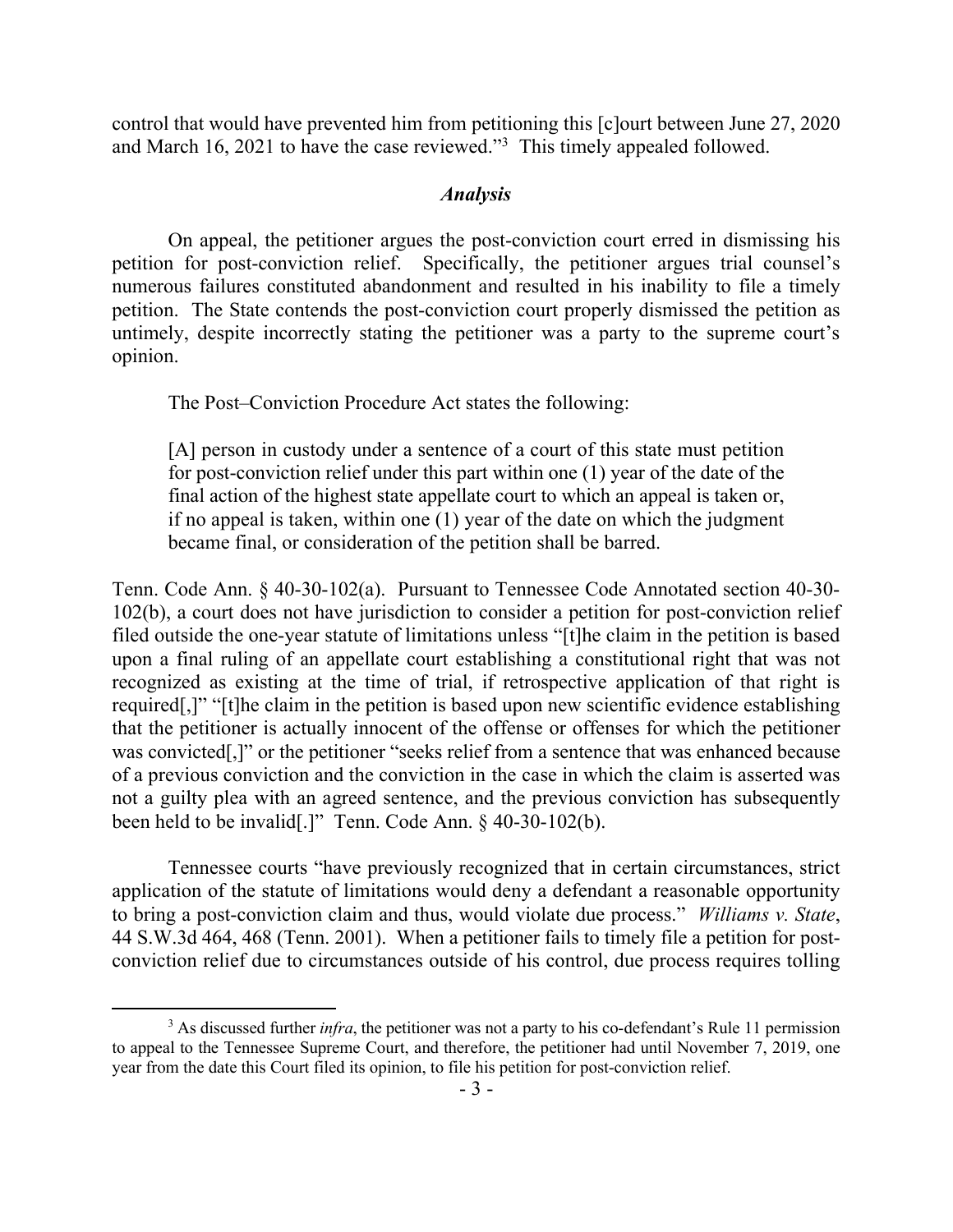control that would have prevented him from petitioning this [c]ourt between June 27, 2020 and March 16, 2021 to have the case reviewed."[3] This timely appealed followed.

## *Analysis*

On appeal, the petitioner argues the post-conviction court erred in dismissing his petition for post-conviction relief. Specifically, the petitioner argues trial counsel's numerous failures constituted abandonment and resulted in his inability to file a timely petition. The State contends the post-conviction court properly dismissed the petition as untimely, despite incorrectly stating the petitioner was a party to the supreme court's opinion.

The Post–Conviction Procedure Act states the following:

> [A] person in custody under a sentence of a court of this state must petition for post-conviction relief under this part within one (1) year of the date of the final action of the highest state appellate court to which an appeal is taken or, if no appeal is taken, within one (1) year of the date on which the judgment became final, or consideration of the petition shall be barred.

Tenn. Code Ann. § 40-30-102(a). Pursuant to Tennessee Code Annotated section 40-30-102(b), a court does not have jurisdiction to consider a petition for post-conviction relief filed outside the one-year statute of limitations unless "[t]he claim in the petition is based upon a final ruling of an appellate court establishing a constitutional right that was not recognized as existing at the time of trial, if retrospective application of that right is required[,]" "[t]he claim in the petition is based upon new scientific evidence establishing that the petitioner is actually innocent of the offense or offenses for which the petitioner was convicted[,]" or the petitioner "seeks relief from a sentence that was enhanced because of a previous conviction and the conviction in the case in which the claim is asserted was not a guilty plea with an agreed sentence, and the previous conviction has subsequently been held to be invalid[.]" Tenn. Code Ann. § 40-30-102(b).

Tennessee courts "have previously recognized that in certain circumstances, strict application of the statute of limitations would deny a defendant a reasonable opportunity to bring a post-conviction claim and thus, would violate due process." *Williams v. State*, 44 S.W.3d 464, 468 (Tenn. 2001). When a petitioner fails to timely file a petition for post-conviction relief due to circumstances outside of his control, due process requires tolling

---

[3] As discussed further *infra*, the petitioner was not a party to his co-defendant's Rule 11 permission to appeal to the Tennessee Supreme Court, and therefore, the petitioner had until November 7, 2019, one year from the date this Court filed its opinion, to file his petition for post-conviction relief.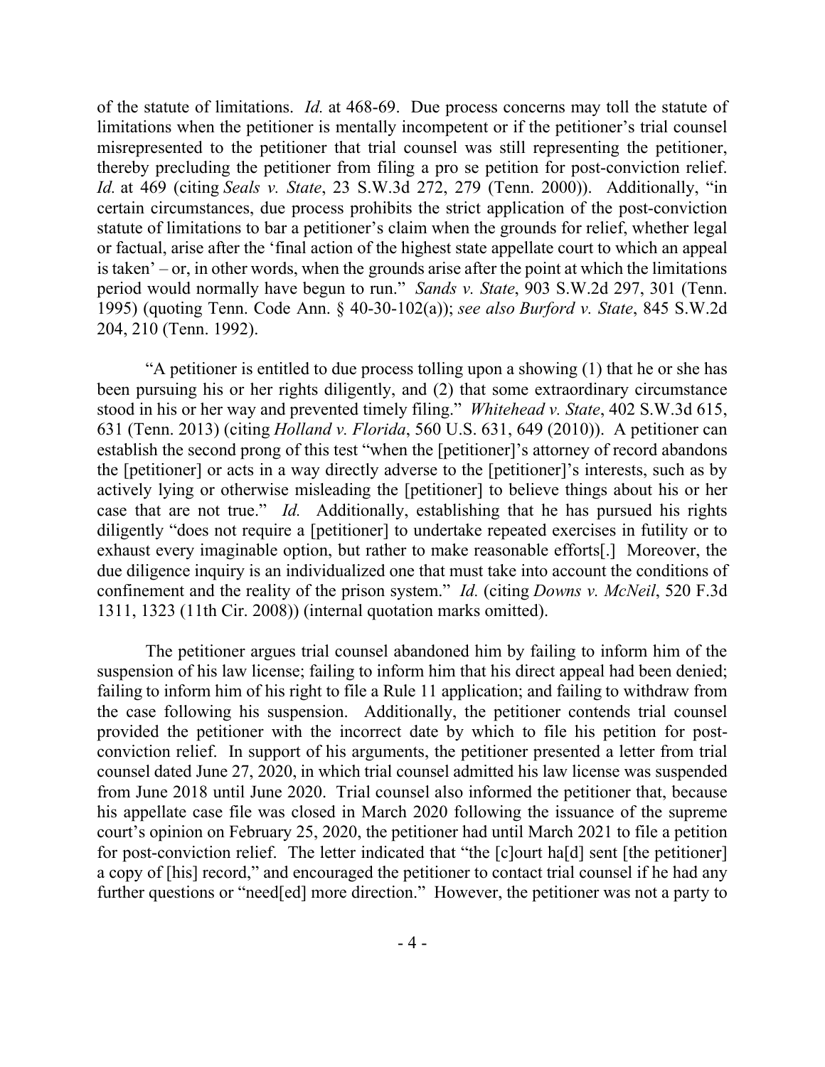of the statute of limitations. *Id.* at 468-69. Due process concerns may toll the statute of limitations when the petitioner is mentally incompetent or if the petitioner's trial counsel misrepresented to the petitioner that trial counsel was still representing the petitioner, thereby precluding the petitioner from filing a pro se petition for post-conviction relief. *Id.* at 469 (citing *Seals v. State*, 23 S.W.3d 272, 279 (Tenn. 2000)). Additionally, "in certain circumstances, due process prohibits the strict application of the post-conviction statute of limitations to bar a petitioner's claim when the grounds for relief, whether legal or factual, arise after the 'final action of the highest state appellate court to which an appeal is taken' – or, in other words, when the grounds arise after the point at which the limitations period would normally have begun to run." *Sands v. State*, 903 S.W.2d 297, 301 (Tenn. 1995) (quoting Tenn. Code Ann. § 40-30-102(a)); *see also Burford v. State*, 845 S.W.2d 204, 210 (Tenn. 1992).

"A petitioner is entitled to due process tolling upon a showing (1) that he or she has been pursuing his or her rights diligently, and (2) that some extraordinary circumstance stood in his or her way and prevented timely filing." *Whitehead v. State*, 402 S.W.3d 615, 631 (Tenn. 2013) (citing *Holland v. Florida*, 560 U.S. 631, 649 (2010)). A petitioner can establish the second prong of this test "when the [petitioner]'s attorney of record abandons the [petitioner] or acts in a way directly adverse to the [petitioner]'s interests, such as by actively lying or otherwise misleading the [petitioner] to believe things about his or her case that are not true." *Id.* Additionally, establishing that he has pursued his rights diligently "does not require a [petitioner] to undertake repeated exercises in futility or to exhaust every imaginable option, but rather to make reasonable efforts[.] Moreover, the due diligence inquiry is an individualized one that must take into account the conditions of confinement and the reality of the prison system." *Id.* (citing *Downs v. McNeil*, 520 F.3d 1311, 1323 (11th Cir. 2008)) (internal quotation marks omitted).

The petitioner argues trial counsel abandoned him by failing to inform him of the suspension of his law license; failing to inform him that his direct appeal had been denied; failing to inform him of his right to file a Rule 11 application; and failing to withdraw from the case following his suspension. Additionally, the petitioner contends trial counsel provided the petitioner with the incorrect date by which to file his petition for post-conviction relief. In support of his arguments, the petitioner presented a letter from trial counsel dated June 27, 2020, in which trial counsel admitted his law license was suspended from June 2018 until June 2020. Trial counsel also informed the petitioner that, because his appellate case file was closed in March 2020 following the issuance of the supreme court's opinion on February 25, 2020, the petitioner had until March 2021 to file a petition for post-conviction relief. The letter indicated that "the [c]ourt ha[d] sent [the petitioner] a copy of [his] record," and encouraged the petitioner to contact trial counsel if he had any further questions or "need[ed] more direction." However, the petitioner was not a party to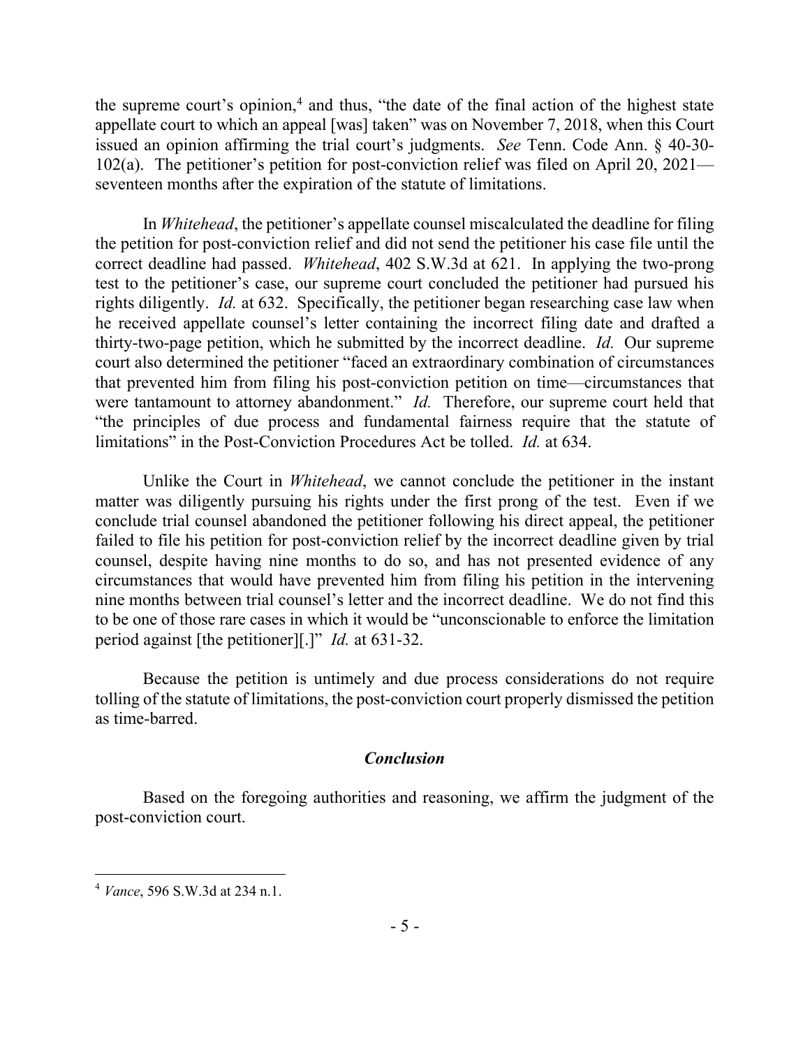the supreme court's opinion,[4] and thus, "the date of the final action of the highest state appellate court to which an appeal [was] taken" was on November 7, 2018, when this Court issued an opinion affirming the trial court's judgments. *See* Tenn. Code Ann. § 40-30-102(a). The petitioner's petition for post-conviction relief was filed on April 20, 2021—seventeen months after the expiration of the statute of limitations.

In *Whitehead*, the petitioner's appellate counsel miscalculated the deadline for filing the petition for post-conviction relief and did not send the petitioner his case file until the correct deadline had passed. *Whitehead*, 402 S.W.3d at 621. In applying the two-prong test to the petitioner's case, our supreme court concluded the petitioner had pursued his rights diligently. *Id.* at 632. Specifically, the petitioner began researching case law when he received appellate counsel's letter containing the incorrect filing date and drafted a thirty-two-page petition, which he submitted by the incorrect deadline. *Id.* Our supreme court also determined the petitioner "faced an extraordinary combination of circumstances that prevented him from filing his post-conviction petition on time—circumstances that were tantamount to attorney abandonment." *Id.* Therefore, our supreme court held that "the principles of due process and fundamental fairness require that the statute of limitations" in the Post-Conviction Procedures Act be tolled. *Id.* at 634.

Unlike the Court in *Whitehead*, we cannot conclude the petitioner in the instant matter was diligently pursuing his rights under the first prong of the test. Even if we conclude trial counsel abandoned the petitioner following his direct appeal, the petitioner failed to file his petition for post-conviction relief by the incorrect deadline given by trial counsel, despite having nine months to do so, and has not presented evidence of any circumstances that would have prevented him from filing his petition in the intervening nine months between trial counsel's letter and the incorrect deadline. We do not find this to be one of those rare cases in which it would be "unconscionable to enforce the limitation period against [the petitioner][.]" *Id.* at 631-32.

Because the petition is untimely and due process considerations do not require tolling of the statute of limitations, the post-conviction court properly dismissed the petition as time-barred.

## *Conclusion*

Based on the foregoing authorities and reasoning, we affirm the judgment of the post-conviction court.

---

[4] *Vance*, 596 S.W.3d at 234 n.1.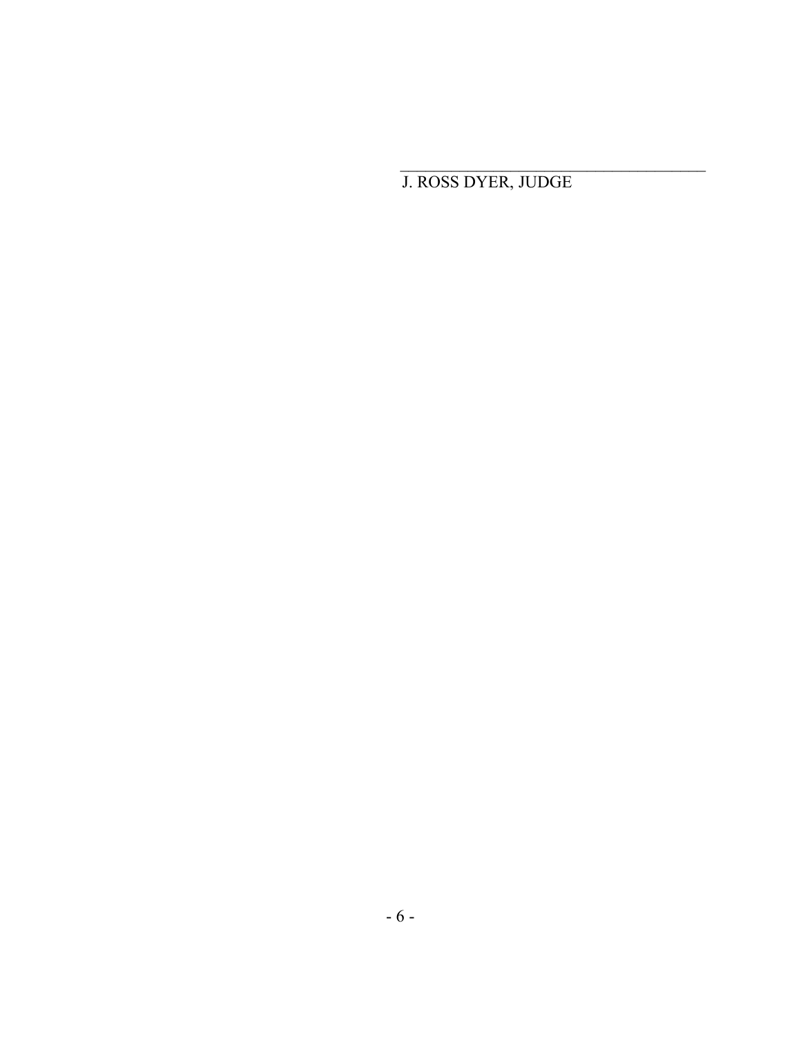\_\_\_\_\_\_\_\_\_\_\_\_\_\_\_\_\_\_\_\_\_\_\_\_\_\_\_\_\_\_\_\_\_\_\_\_\_\_\_

J. ROSS DYER, JUDGE